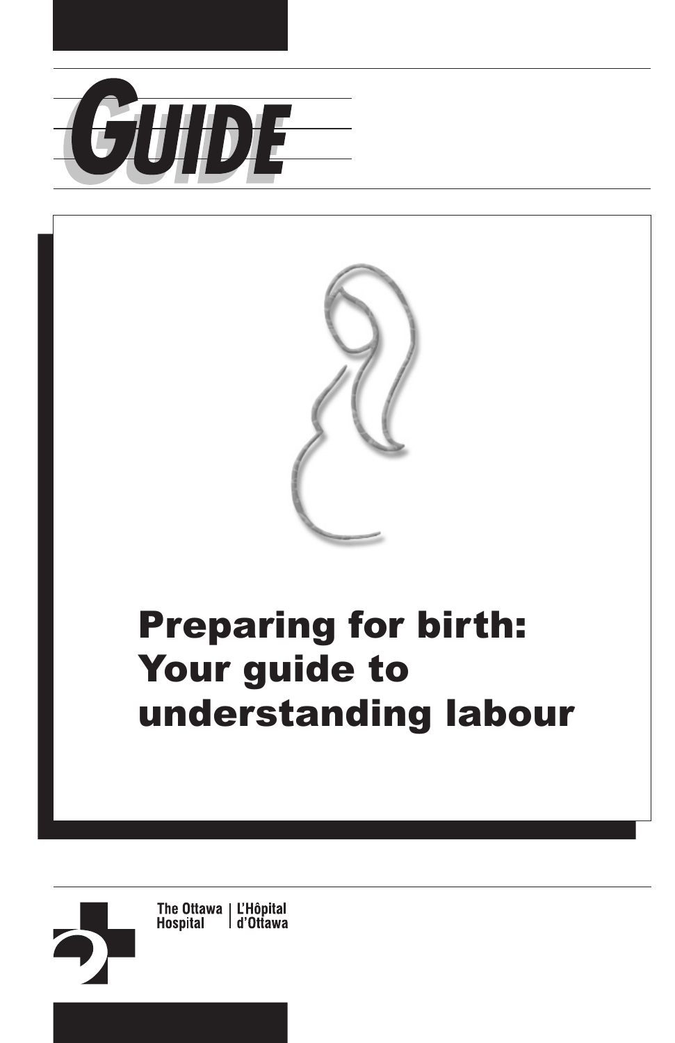# GUIDE

# Preparing for birth: Your guide to understanding labour

The Ottawa Hospital | L'Hôpital d'Ottawa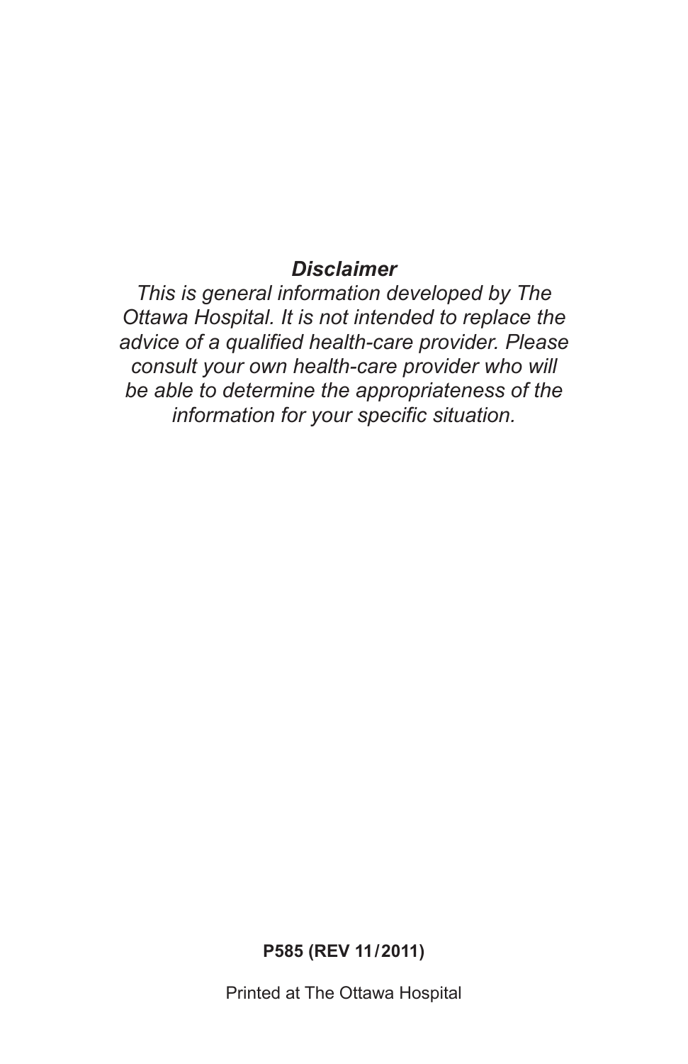***Disclaimer***

*This is general information developed by The Ottawa Hospital. It is not intended to replace the advice of a qualified health-care provider. Please consult your own health-care provider who will be able to determine the appropriateness of the information for your specific situation.*

**P585 (REV 11/2011)**

Printed at The Ottawa Hospital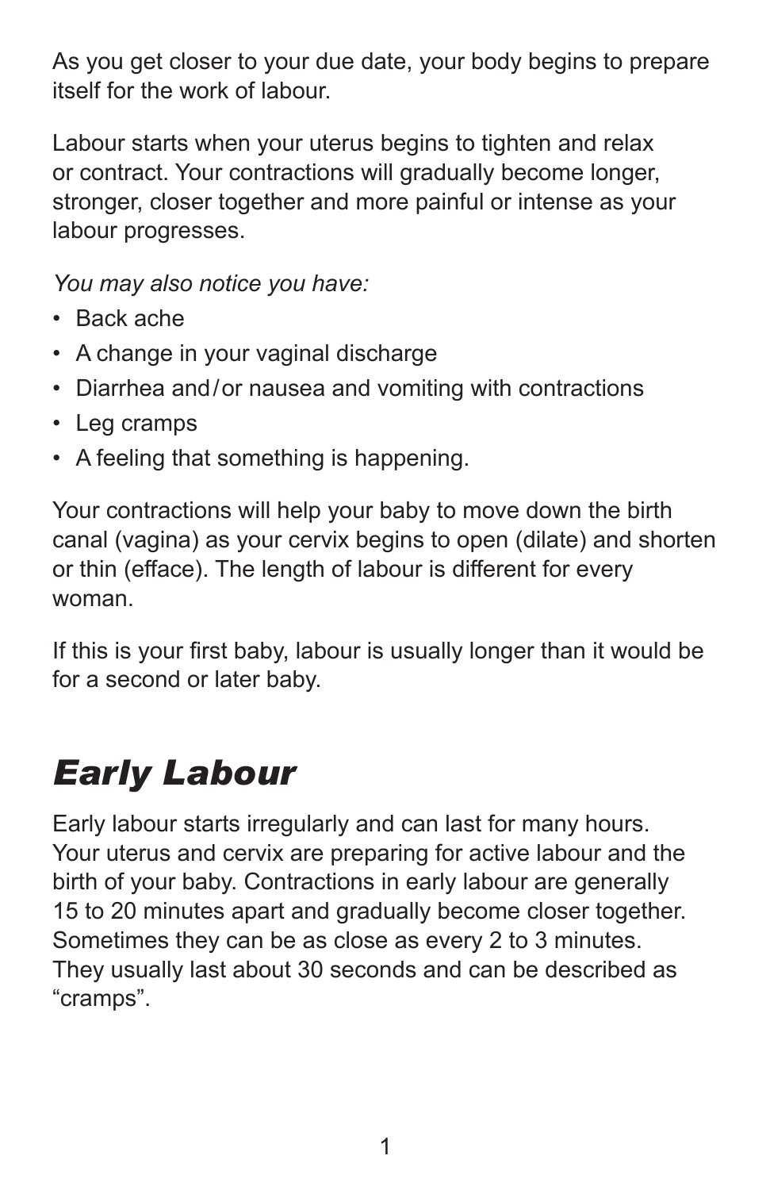As you get closer to your due date, your body begins to prepare itself for the work of labour.

Labour starts when your uterus begins to tighten and relax or contract. Your contractions will gradually become longer, stronger, closer together and more painful or intense as your labour progresses.

*You may also notice you have:*

- Back ache
- A change in your vaginal discharge
- Diarrhea and/or nausea and vomiting with contractions
- Leg cramps
- A feeling that something is happening.

Your contractions will help your baby to move down the birth canal (vagina) as your cervix begins to open (dilate) and shorten or thin (efface). The length of labour is different for every woman.

If this is your first baby, labour is usually longer than it would be for a second or later baby.

# *Early Labour*

Early labour starts irregularly and can last for many hours. Your uterus and cervix are preparing for active labour and the birth of your baby. Contractions in early labour are generally 15 to 20 minutes apart and gradually become closer together. Sometimes they can be as close as every 2 to 3 minutes. They usually last about 30 seconds and can be described as "cramps".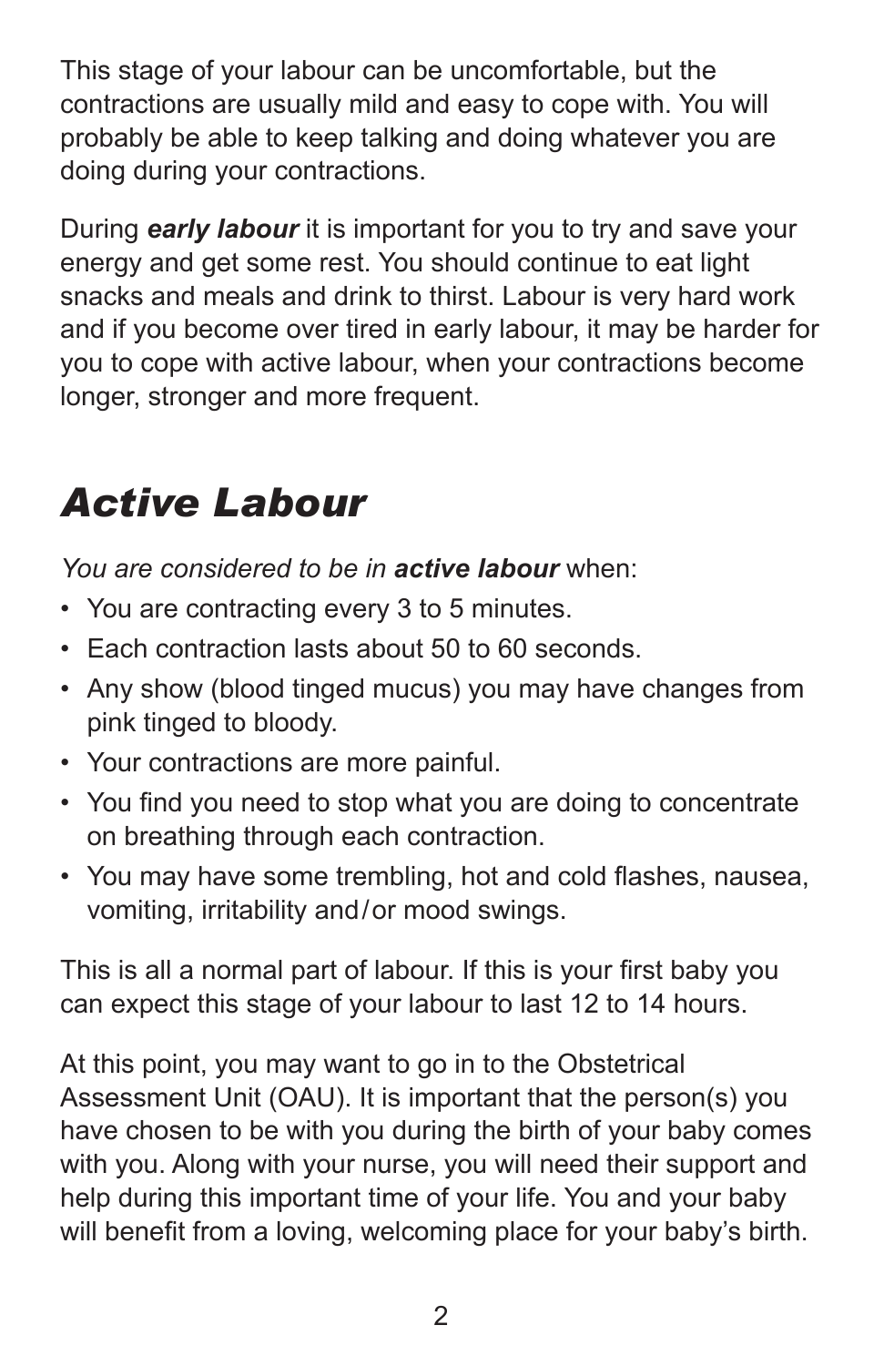This stage of your labour can be uncomfortable, but the contractions are usually mild and easy to cope with. You will probably be able to keep talking and doing whatever you are doing during your contractions.

During ***early labour*** it is important for you to try and save your energy and get some rest. You should continue to eat light snacks and meals and drink to thirst. Labour is very hard work and if you become over tired in early labour, it may be harder for you to cope with active labour, when your contractions become longer, stronger and more frequent.

# *Active Labour*

*You are considered to be in* ***active labour*** when:

- You are contracting every 3 to 5 minutes.
- Each contraction lasts about 50 to 60 seconds.
- Any show (blood tinged mucus) you may have changes from pink tinged to bloody.
- Your contractions are more painful.
- You find you need to stop what you are doing to concentrate on breathing through each contraction.
- You may have some trembling, hot and cold flashes, nausea, vomiting, irritability and/or mood swings.

This is all a normal part of labour. If this is your first baby you can expect this stage of your labour to last 12 to 14 hours.

At this point, you may want to go in to the Obstetrical Assessment Unit (OAU). It is important that the person(s) you have chosen to be with you during the birth of your baby comes with you. Along with your nurse, you will need their support and help during this important time of your life. You and your baby will benefit from a loving, welcoming place for your baby's birth.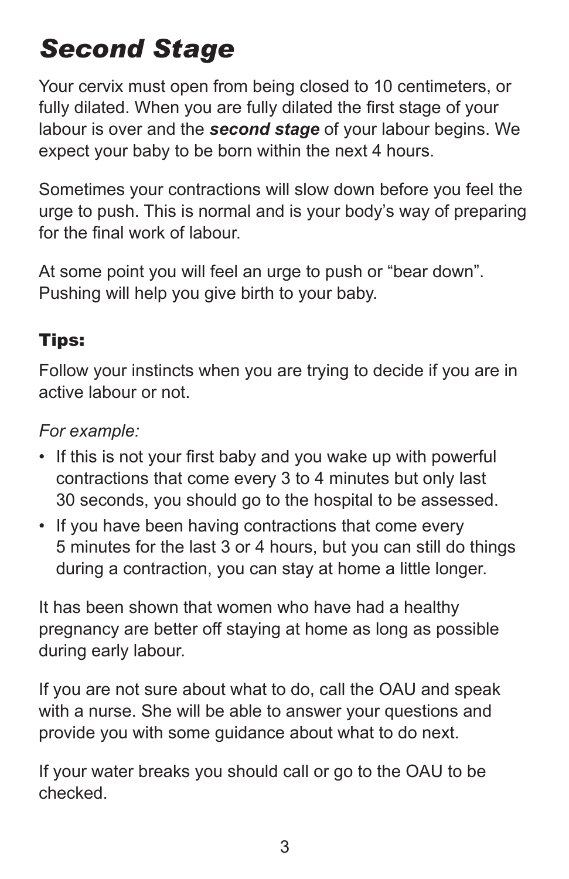# *Second Stage*

Your cervix must open from being closed to 10 centimeters, or fully dilated. When you are fully dilated the first stage of your labour is over and the ***second stage*** of your labour begins. We expect your baby to be born within the next 4 hours.

Sometimes your contractions will slow down before you feel the urge to push. This is normal and is your body's way of preparing for the final work of labour.

At some point you will feel an urge to push or "bear down". Pushing will help you give birth to your baby.

### Tips:

Follow your instincts when you are trying to decide if you are in active labour or not.

*For example:*

- If this is not your first baby and you wake up with powerful contractions that come every 3 to 4 minutes but only last 30 seconds, you should go to the hospital to be assessed.
- If you have been having contractions that come every 5 minutes for the last 3 or 4 hours, but you can still do things during a contraction, you can stay at home a little longer.

It has been shown that women who have had a healthy pregnancy are better off staying at home as long as possible during early labour.

If you are not sure about what to do, call the OAU and speak with a nurse. She will be able to answer your questions and provide you with some guidance about what to do next.

If your water breaks you should call or go to the OAU to be checked.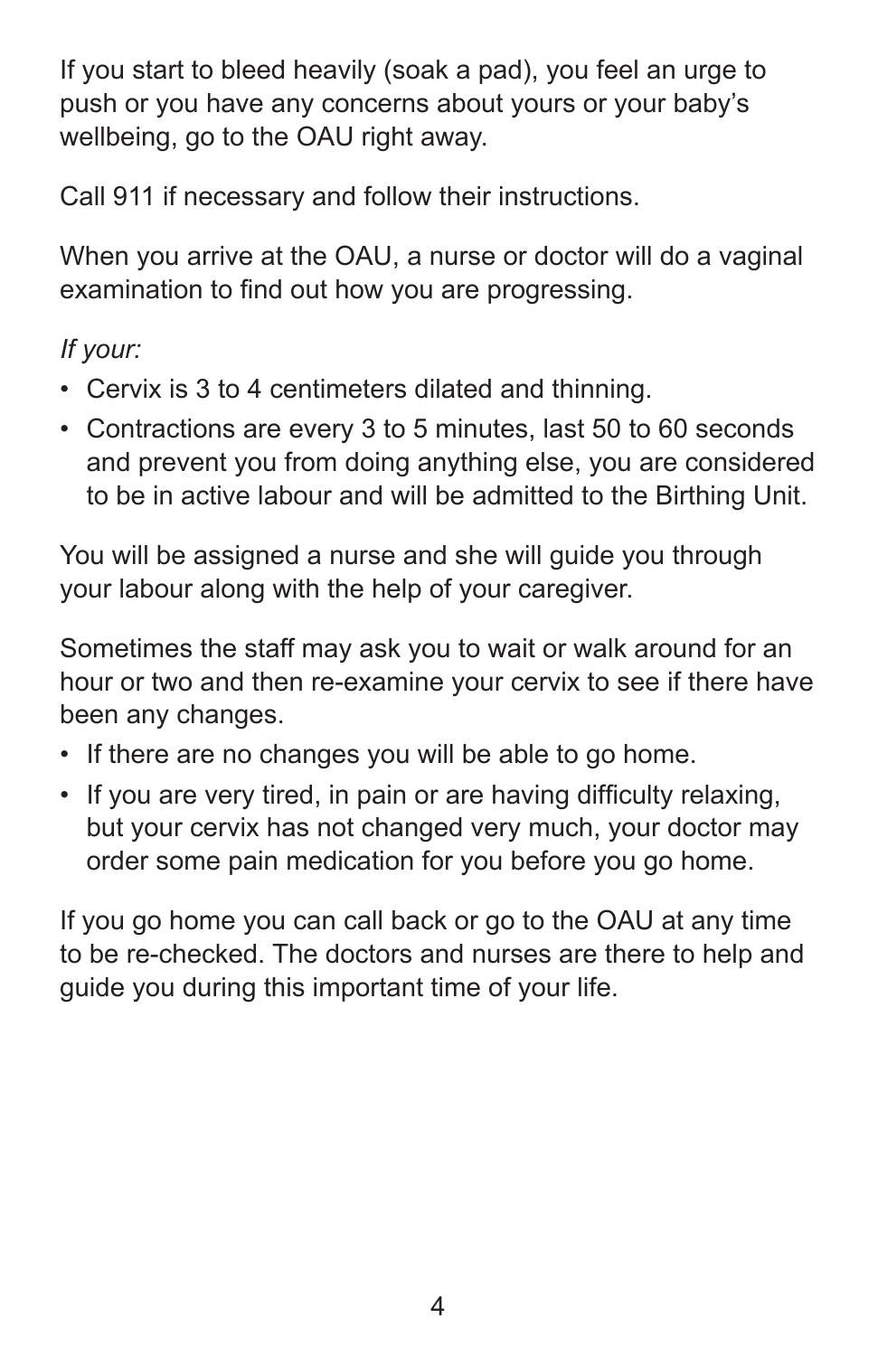If you start to bleed heavily (soak a pad), you feel an urge to push or you have any concerns about yours or your baby's wellbeing, go to the OAU right away.

Call 911 if necessary and follow their instructions.

When you arrive at the OAU, a nurse or doctor will do a vaginal examination to find out how you are progressing.

*If your:*

- Cervix is 3 to 4 centimeters dilated and thinning.
- Contractions are every 3 to 5 minutes, last 50 to 60 seconds and prevent you from doing anything else, you are considered to be in active labour and will be admitted to the Birthing Unit.

You will be assigned a nurse and she will guide you through your labour along with the help of your caregiver.

Sometimes the staff may ask you to wait or walk around for an hour or two and then re-examine your cervix to see if there have been any changes.

- If there are no changes you will be able to go home.
- If you are very tired, in pain or are having difficulty relaxing, but your cervix has not changed very much, your doctor may order some pain medication for you before you go home.

If you go home you can call back or go to the OAU at any time to be re-checked. The doctors and nurses are there to help and guide you during this important time of your life.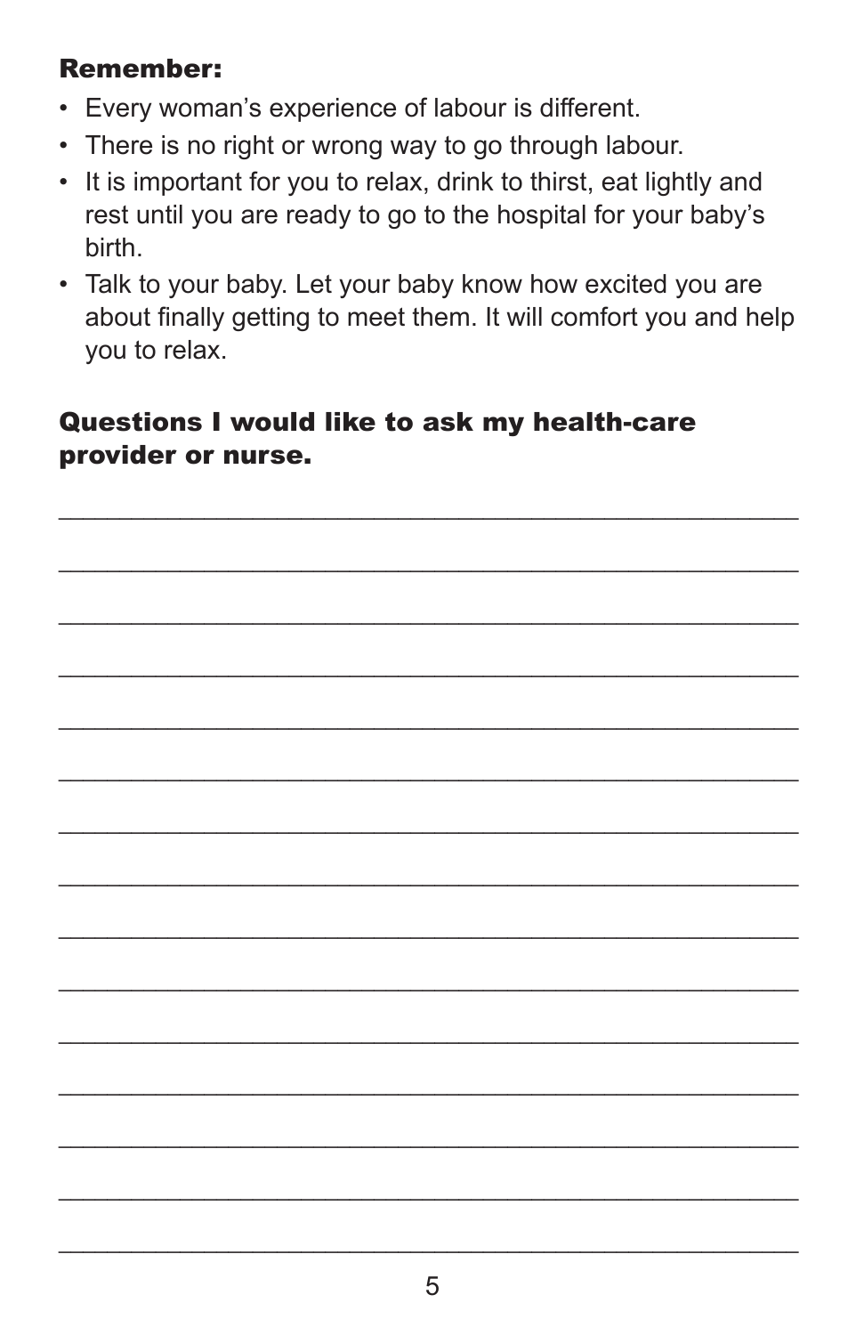**Remember:**

- Every woman's experience of labour is different.
- There is no right or wrong way to go through labour.
- It is important for you to relax, drink to thirst, eat lightly and rest until you are ready to go to the hospital for your baby's birth.
- Talk to your baby. Let your baby know how excited you are about finally getting to meet them. It will comfort you and help you to relax.

**Questions I would like to ask my health-care provider or nurse.**

\_\_\_\_\_\_\_\_\_\_\_\_\_\_\_\_\_\_\_\_\_\_\_\_\_\_\_\_\_\_\_\_\_\_\_\_\_\_\_\_\_\_\_\_\_\_\_\_

\_\_\_\_\_\_\_\_\_\_\_\_\_\_\_\_\_\_\_\_\_\_\_\_\_\_\_\_\_\_\_\_\_\_\_\_\_\_\_\_\_\_\_\_\_\_\_\_

\_\_\_\_\_\_\_\_\_\_\_\_\_\_\_\_\_\_\_\_\_\_\_\_\_\_\_\_\_\_\_\_\_\_\_\_\_\_\_\_\_\_\_\_\_\_\_\_

\_\_\_\_\_\_\_\_\_\_\_\_\_\_\_\_\_\_\_\_\_\_\_\_\_\_\_\_\_\_\_\_\_\_\_\_\_\_\_\_\_\_\_\_\_\_\_\_

\_\_\_\_\_\_\_\_\_\_\_\_\_\_\_\_\_\_\_\_\_\_\_\_\_\_\_\_\_\_\_\_\_\_\_\_\_\_\_\_\_\_\_\_\_\_\_\_

\_\_\_\_\_\_\_\_\_\_\_\_\_\_\_\_\_\_\_\_\_\_\_\_\_\_\_\_\_\_\_\_\_\_\_\_\_\_\_\_\_\_\_\_\_\_\_\_

\_\_\_\_\_\_\_\_\_\_\_\_\_\_\_\_\_\_\_\_\_\_\_\_\_\_\_\_\_\_\_\_\_\_\_\_\_\_\_\_\_\_\_\_\_\_\_\_

\_\_\_\_\_\_\_\_\_\_\_\_\_\_\_\_\_\_\_\_\_\_\_\_\_\_\_\_\_\_\_\_\_\_\_\_\_\_\_\_\_\_\_\_\_\_\_\_

\_\_\_\_\_\_\_\_\_\_\_\_\_\_\_\_\_\_\_\_\_\_\_\_\_\_\_\_\_\_\_\_\_\_\_\_\_\_\_\_\_\_\_\_\_\_\_\_

\_\_\_\_\_\_\_\_\_\_\_\_\_\_\_\_\_\_\_\_\_\_\_\_\_\_\_\_\_\_\_\_\_\_\_\_\_\_\_\_\_\_\_\_\_\_\_\_

\_\_\_\_\_\_\_\_\_\_\_\_\_\_\_\_\_\_\_\_\_\_\_\_\_\_\_\_\_\_\_\_\_\_\_\_\_\_\_\_\_\_\_\_\_\_\_\_

\_\_\_\_\_\_\_\_\_\_\_\_\_\_\_\_\_\_\_\_\_\_\_\_\_\_\_\_\_\_\_\_\_\_\_\_\_\_\_\_\_\_\_\_\_\_\_\_

\_\_\_\_\_\_\_\_\_\_\_\_\_\_\_\_\_\_\_\_\_\_\_\_\_\_\_\_\_\_\_\_\_\_\_\_\_\_\_\_\_\_\_\_\_\_\_\_

\_\_\_\_\_\_\_\_\_\_\_\_\_\_\_\_\_\_\_\_\_\_\_\_\_\_\_\_\_\_\_\_\_\_\_\_\_\_\_\_\_\_\_\_\_\_\_\_

\_\_\_\_\_\_\_\_\_\_\_\_\_\_\_\_\_\_\_\_\_\_\_\_\_\_\_\_\_\_\_\_\_\_\_\_\_\_\_\_\_\_\_\_\_\_\_\_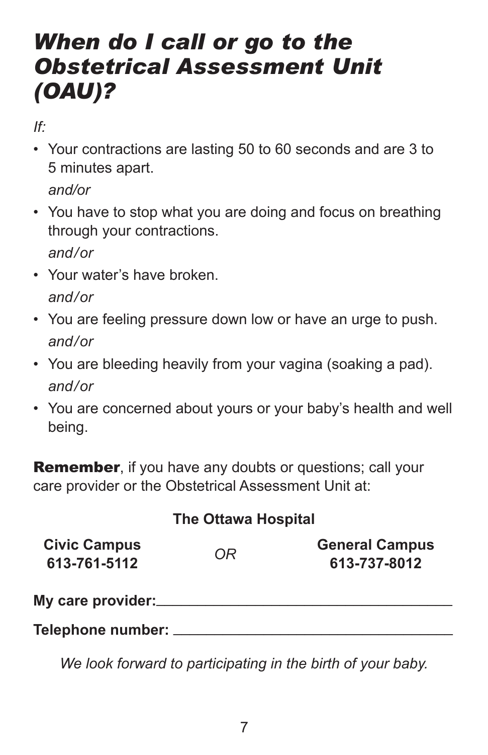# *When do I call or go to the Obstetrical Assessment Unit (OAU)?*

*If:*

- Your contractions are lasting 50 to 60 seconds and are 3 to 5 minutes apart.

  *and/or*

- You have to stop what you are doing and focus on breathing through your contractions.

  *and/or*

- Your water's have broken.

  *and/or*

- You are feeling pressure down low or have an urge to push.

  *and/or*

- You are bleeding heavily from your vagina (soaking a pad).

  *and/or*

- You are concerned about yours or your baby's health and well being.

**Remember**, if you have any doubts or questions; call your care provider or the Obstetrical Assessment Unit at:

**The Ottawa Hospital**

| **Civic Campus** **613-761-5112** | *OR* | **General Campus** **613-737-8012** |
|---|---|---|

**My care provider:**\_\_\_\_\_\_\_\_\_\_\_\_\_\_\_\_\_\_\_\_\_\_\_\_\_\_\_\_\_\_\_\_\_\_\_\_

**Telephone number:** \_\_\_\_\_\_\_\_\_\_\_\_\_\_\_\_\_\_\_\_\_\_\_\_\_\_\_\_\_\_\_\_\_\_\_

*We look forward to participating in the birth of your baby.*